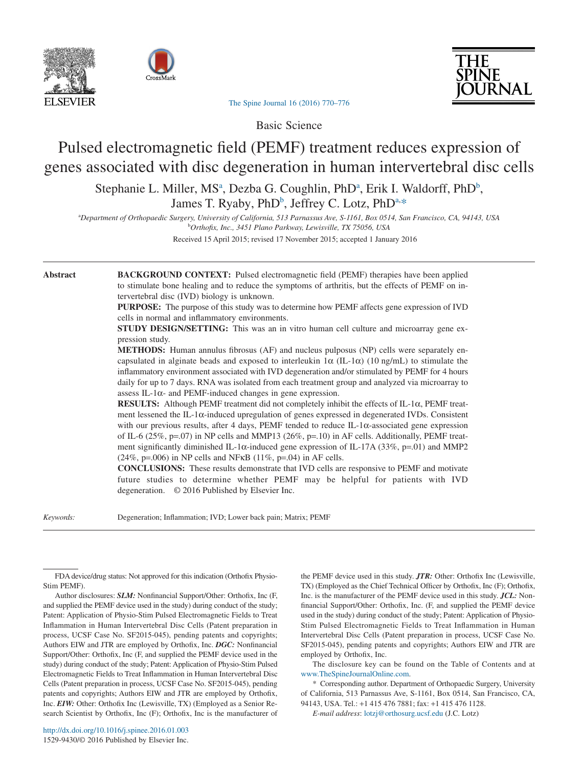Basic Science

# Pulsed electromagnetic field (PEMF) treatment reduces expression of genes associated with disc degeneration in human intervertebral disc cells

Stephanie L. Miller, MS[a], Dezba G. Coughlin, PhD[a], Erik I. Waldorff, PhD[b], James T. Ryaby, PhD[b], Jeffrey C. Lotz, PhD[a,*]

[a]Department of Orthopaedic Surgery, University of California, 513 Parnassus Ave, S-1161, Box 0514, San Francisco, CA, 94143, USA

[b]Orthofix, Inc., 3451 Plano Parkway, Lewisville, TX 75056, USA

Received 15 April 2015; revised 17 November 2015; accepted 1 January 2016

## Abstract

**BACKGROUND CONTEXT:** Pulsed electromagnetic field (PEMF) therapies have been applied to stimulate bone healing and to reduce the symptoms of arthritis, but the effects of PEMF on intervertebral disc (IVD) biology is unknown.

**PURPOSE:** The purpose of this study was to determine how PEMF affects gene expression of IVD cells in normal and inflammatory environments.

**STUDY DESIGN/SETTING:** This was an in vitro human cell culture and microarray gene expression study.

**METHODS:** Human annulus fibrosus (AF) and nucleus pulposus (NP) cells were separately encapsulated in alginate beads and exposed to interleukin 1α (IL-1α) (10 ng/mL) to stimulate the inflammatory environment associated with IVD degeneration and/or stimulated by PEMF for 4 hours daily for up to 7 days. RNA was isolated from each treatment group and analyzed via microarray to assess IL-1α- and PEMF-induced changes in gene expression.

**RESULTS:** Although PEMF treatment did not completely inhibit the effects of IL-1α, PEMF treatment lessened the IL-1α-induced upregulation of genes expressed in degenerated IVDs. Consistent with our previous results, after 4 days, PEMF tended to reduce IL-1α-associated gene expression of IL-6 (25%, p=.07) in NP cells and MMP13 (26%, p=.10) in AF cells. Additionally, PEMF treatment significantly diminished IL-1α-induced gene expression of IL-17A (33%, p=.01) and MMP2 (24%, p=.006) in NP cells and NFκB (11%, p=.04) in AF cells.

**CONCLUSIONS:** These results demonstrate that IVD cells are responsive to PEMF and motivate future studies to determine whether PEMF may be helpful for patients with IVD degeneration. © 2016 Published by Elsevier Inc.

*Keywords:* Degeneration; Inflammation; IVD; Lower back pain; Matrix; PEMF

---

FDA device/drug status: Not approved for this indication (Orthofix Physio-Stim PEMF).

Author disclosures: ***SLM:*** Nonfinancial Support/Other: Orthofix, Inc (F, and supplied the PEMF device used in the study) during conduct of the study; Patent: Application of Physio-Stim Pulsed Electromagnetic Fields to Treat Inflammation in Human Intervertebral Disc Cells (Patent preparation in process, UCSF Case No. SF2015-045), pending patents and copyrights; Authors EIW and JTR are employed by Orthofix, Inc. ***DGC:*** Nonfinancial Support/Other: Orthofix, Inc (F, and supplied the PEMF device used in the study) during conduct of the study; Patent: Application of Physio-Stim Pulsed Electromagnetic Fields to Treat Inflammation in Human Intervertebral Disc Cells (Patent preparation in process, UCSF Case No. SF2015-045), pending patents and copyrights; Authors EIW and JTR are employed by Orthofix, Inc. ***EIW:*** Other: Orthofix Inc (Lewisville, TX) (Employed as a Senior Research Scientist by Orthofix, Inc (F); Orthofix, Inc is the manufacturer of the PEMF device used in this study. ***JTR:*** Other: Orthofix Inc (Lewisville, TX) (Employed as the Chief Technical Officer by Orthofix, Inc (F); Orthofix, Inc. is the manufacturer of the PEMF device used in this study. ***JCL:*** Nonfinancial Support/Other: Orthofix, Inc. (F, and supplied the PEMF device used in the study) during conduct of the study; Patent: Application of Physio-Stim Pulsed Electromagnetic Fields to Treat Inflammation in Human Intervertebral Disc Cells (Patent preparation in process, UCSF Case No. SF2015-045), pending patents and copyrights; Authors EIW and JTR are employed by Orthofix, Inc.

The disclosure key can be found on the Table of Contents and at www.TheSpineJournalOnline.com.

\* Corresponding author. Department of Orthopaedic Surgery, University of California, 513 Parnassus Ave, S-1161, Box 0514, San Francisco, CA, 94143, USA. Tel.: +1 415 476 7881; fax: +1 415 476 1128.

*E-mail address*: lotzj@orthosurg.ucsf.edu (J.C. Lotz)

http://dx.doi.org/10.1016/j.spinee.2016.01.003

1529-9430/© 2016 Published by Elsevier Inc.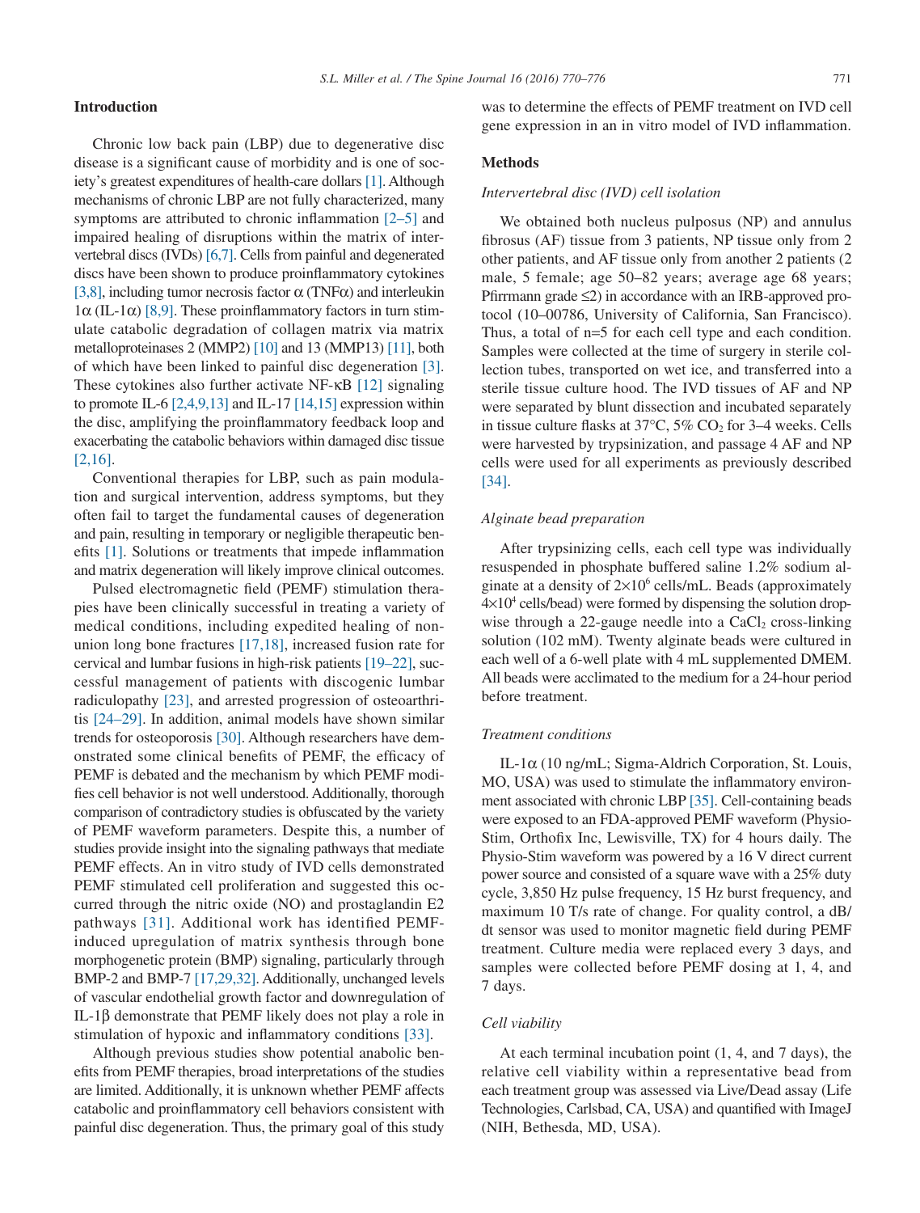## Introduction

Chronic low back pain (LBP) due to degenerative disc disease is a significant cause of morbidity and is one of society's greatest expenditures of health-care dollars [1]. Although mechanisms of chronic LBP are not fully characterized, many symptoms are attributed to chronic inflammation [2–5] and impaired healing of disruptions within the matrix of intervertebral discs (IVDs) [6,7]. Cells from painful and degenerated discs have been shown to produce proinflammatory cytokines [3,8], including tumor necrosis factor α (TNFα) and interleukin 1α (IL-1α) [8,9]. These proinflammatory factors in turn stimulate catabolic degradation of collagen matrix via matrix metalloproteinases 2 (MMP2) [10] and 13 (MMP13) [11], both of which have been linked to painful disc degeneration [3]. These cytokines also further activate NF-κB [12] signaling to promote IL-6 [2,4,9,13] and IL-17 [14,15] expression within the disc, amplifying the proinflammatory feedback loop and exacerbating the catabolic behaviors within damaged disc tissue [2,16].

Conventional therapies for LBP, such as pain modulation and surgical intervention, address symptoms, but they often fail to target the fundamental causes of degeneration and pain, resulting in temporary or negligible therapeutic benefits [1]. Solutions or treatments that impede inflammation and matrix degeneration will likely improve clinical outcomes.

Pulsed electromagnetic field (PEMF) stimulation therapies have been clinically successful in treating a variety of medical conditions, including expedited healing of nonunion long bone fractures [17,18], increased fusion rate for cervical and lumbar fusions in high-risk patients [19–22], successful management of patients with discogenic lumbar radiculopathy [23], and arrested progression of osteoarthritis [24–29]. In addition, animal models have shown similar trends for osteoporosis [30]. Although researchers have demonstrated some clinical benefits of PEMF, the efficacy of PEMF is debated and the mechanism by which PEMF modifies cell behavior is not well understood. Additionally, thorough comparison of contradictory studies is obfuscated by the variety of PEMF waveform parameters. Despite this, a number of studies provide insight into the signaling pathways that mediate PEMF effects. An in vitro study of IVD cells demonstrated PEMF stimulated cell proliferation and suggested this occurred through the nitric oxide (NO) and prostaglandin E2 pathways [31]. Additional work has identified PEMF-induced upregulation of matrix synthesis through bone morphogenetic protein (BMP) signaling, particularly through BMP-2 and BMP-7 [17,29,32]. Additionally, unchanged levels of vascular endothelial growth factor and downregulation of IL-1β demonstrate that PEMF likely does not play a role in stimulation of hypoxic and inflammatory conditions [33].

Although previous studies show potential anabolic benefits from PEMF therapies, broad interpretations of the studies are limited. Additionally, it is unknown whether PEMF affects catabolic and proinflammatory cell behaviors consistent with painful disc degeneration. Thus, the primary goal of this study was to determine the effects of PEMF treatment on IVD cell gene expression in an in vitro model of IVD inflammation.

## Methods

### *Intervertebral disc (IVD) cell isolation*

We obtained both nucleus pulposus (NP) and annulus fibrosus (AF) tissue from 3 patients, NP tissue only from 2 other patients, and AF tissue only from another 2 patients (2 male, 5 female; age 50–82 years; average age 68 years; Pfirrmann grade ≤2) in accordance with an IRB-approved protocol (10–00786, University of California, San Francisco). Thus, a total of n=5 for each cell type and each condition. Samples were collected at the time of surgery in sterile collection tubes, transported on wet ice, and transferred into a sterile tissue culture hood. The IVD tissues of AF and NP were separated by blunt dissection and incubated separately in tissue culture flasks at 37°C, 5% $CO_2$ for 3–4 weeks. Cells were harvested by trypsinization, and passage 4 AF and NP cells were used for all experiments as previously described [34].

### *Alginate bead preparation*

After trypsinizing cells, each cell type was individually resuspended in phosphate buffered saline 1.2% sodium alginate at a density of $2\times10^6$ cells/mL. Beads (approximately $4\times10^4$ cells/bead) were formed by dispensing the solution dropwise through a 22-gauge needle into a $CaCl_2$ cross-linking solution (102 mM). Twenty alginate beads were cultured in each well of a 6-well plate with 4 mL supplemented DMEM. All beads were acclimated to the medium for a 24-hour period before treatment.

### *Treatment conditions*

IL-1α (10 ng/mL; Sigma-Aldrich Corporation, St. Louis, MO, USA) was used to stimulate the inflammatory environment associated with chronic LBP [35]. Cell-containing beads were exposed to an FDA-approved PEMF waveform (Physio-Stim, Orthofix Inc, Lewisville, TX) for 4 hours daily. The Physio-Stim waveform was powered by a 16 V direct current power source and consisted of a square wave with a 25% duty cycle, 3,850 Hz pulse frequency, 15 Hz burst frequency, and maximum 10 T/s rate of change. For quality control, a dB/dt sensor was used to monitor magnetic field during PEMF treatment. Culture media were replaced every 3 days, and samples were collected before PEMF dosing at 1, 4, and 7 days.

### *Cell viability*

At each terminal incubation point (1, 4, and 7 days), the relative cell viability within a representative bead from each treatment group was assessed via Live/Dead assay (Life Technologies, Carlsbad, CA, USA) and quantified with ImageJ (NIH, Bethesda, MD, USA).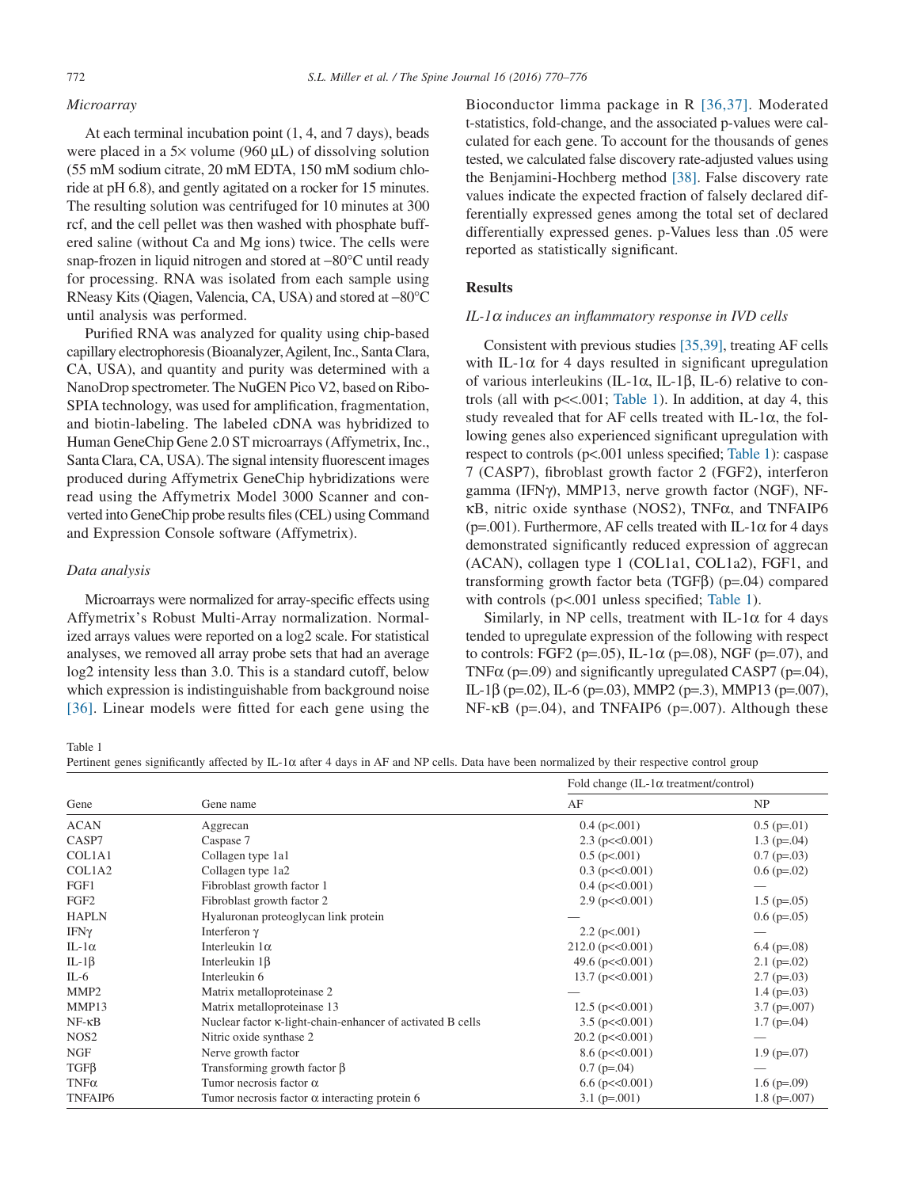### *Microarray*

At each terminal incubation point (1, 4, and 7 days), beads were placed in a 5× volume (960 μL) of dissolving solution (55 mM sodium citrate, 20 mM EDTA, 150 mM sodium chloride at pH 6.8), and gently agitated on a rocker for 15 minutes. The resulting solution was centrifuged for 10 minutes at 300 rcf, and the cell pellet was then washed with phosphate buffered saline (without Ca and Mg ions) twice. The cells were snap-frozen in liquid nitrogen and stored at −80°C until ready for processing. RNA was isolated from each sample using RNeasy Kits (Qiagen, Valencia, CA, USA) and stored at −80°C until analysis was performed.

Purified RNA was analyzed for quality using chip-based capillary electrophoresis (Bioanalyzer, Agilent, Inc., Santa Clara, CA, USA), and quantity and purity was determined with a NanoDrop spectrometer. The NuGEN Pico V2, based on Ribo-SPIA technology, was used for amplification, fragmentation, and biotin-labeling. The labeled cDNA was hybridized to Human GeneChip Gene 2.0 ST microarrays (Affymetrix, Inc., Santa Clara, CA, USA). The signal intensity fluorescent images produced during Affymetrix GeneChip hybridizations were read using the Affymetrix Model 3000 Scanner and converted into GeneChip probe results files (CEL) using Command and Expression Console software (Affymetrix).

### *Data analysis*

Microarrays were normalized for array-specific effects using Affymetrix's Robust Multi-Array normalization. Normalized arrays values were reported on a log2 scale. For statistical analyses, we removed all array probe sets that had an average log2 intensity less than 3.0. This is a standard cutoff, below which expression is indistinguishable from background noise [36]. Linear models were fitted for each gene using the Bioconductor limma package in R [36,37]. Moderated t-statistics, fold-change, and the associated p-values were calculated for each gene. To account for the thousands of genes tested, we calculated false discovery rate-adjusted values using the Benjamini-Hochberg method [38]. False discovery rate values indicate the expected fraction of falsely declared differentially expressed genes among the total set of declared differentially expressed genes. p-Values less than .05 were reported as statistically significant.

## Results

### *IL-1α induces an inflammatory response in IVD cells*

Consistent with previous studies [35,39], treating AF cells with IL-1α for 4 days resulted in significant upregulation of various interleukins (IL-1α, IL-1β, IL-6) relative to controls (all with p<<.001; Table 1). In addition, at day 4, this study revealed that for AF cells treated with IL-1α, the following genes also experienced significant upregulation with respect to controls (p<.001 unless specified; Table 1): caspase 7 (CASP7), fibroblast growth factor 2 (FGF2), interferon gamma (IFNγ), MMP13, nerve growth factor (NGF), NF-κB, nitric oxide synthase (NOS2), TNFα, and TNFAIP6 (p=.001). Furthermore, AF cells treated with IL-1α for 4 days demonstrated significantly reduced expression of aggrecan (ACAN), collagen type 1 (COL1a1, COL1a2), FGF1, and transforming growth factor beta (TGFβ) (p=.04) compared with controls (p<.001 unless specified; Table 1).

Similarly, in NP cells, treatment with IL-1α for 4 days tended to upregulate expression of the following with respect to controls: FGF2 (p=.05), IL-1α (p=.08), NGF (p=.07), and TNFα (p=.09) and significantly upregulated CASP7 (p=.04), IL-1β (p=.02), IL-6 (p=.03), MMP2 (p=.3), MMP13 (p=.007), NF-κB (p=.04), and TNFAIP6 (p=.007). Although these

Table 1
Pertinent genes significantly affected by IL-1α after 4 days in AF and NP cells. Data have been normalized by their respective control group

| Gene | Gene name | Fold change (IL-1α treatment/control) | |
|---|---|---|---|
| | | AF | NP |
| ACAN | Aggrecan | 0.4 (p<.001) | 0.5 (p=.01) |
| CASP7 | Caspase 7 | 2.3 (p<<0.001) | 1.3 (p=.04) |
| COL1A1 | Collagen type 1a1 | 0.5 (p<.001) | 0.7 (p=.03) |
| COL1A2 | Collagen type 1a2 | 0.3 (p<<0.001) | 0.6 (p=.02) |
| FGF1 | Fibroblast growth factor 1 | 0.4 (p<<0.001) | — |
| FGF2 | Fibroblast growth factor 2 | 2.9 (p<<0.001) | 1.5 (p=.05) |
| HAPLN | Hyaluronan proteoglycan link protein | — | 0.6 (p=.05) |
| IFNγ | Interferon γ | 2.2 (p<.001) | — |
| IL-1α | Interleukin 1α | 212.0 (p<<0.001) | 6.4 (p=.08) |
| IL-1β | Interleukin 1β | 49.6 (p<<0.001) | 2.1 (p=.02) |
| IL-6 | Interleukin 6 | 13.7 (p<<0.001) | 2.7 (p=.03) |
| MMP2 | Matrix metalloproteinase 2 | — | 1.4 (p=.03) |
| MMP13 | Matrix metalloproteinase 13 | 12.5 (p<<0.001) | 3.7 (p=.007) |
| NF-κB | Nuclear factor κ-light-chain-enhancer of activated B cells | 3.5 (p<<0.001) | 1.7 (p=.04) |
| NOS2 | Nitric oxide synthase 2 | 20.2 (p<<0.001) | — |
| NGF | Nerve growth factor | 8.6 (p<<0.001) | 1.9 (p=.07) |
| TGFβ | Transforming growth factor β | 0.7 (p=.04) | — |
| TNFα | Tumor necrosis factor α | 6.6 (p<<0.001) | 1.6 (p=.09) |
| TNFAIP6 | Tumor necrosis factor α interacting protein 6 | 3.1 (p=.001) | 1.8 (p=.007) |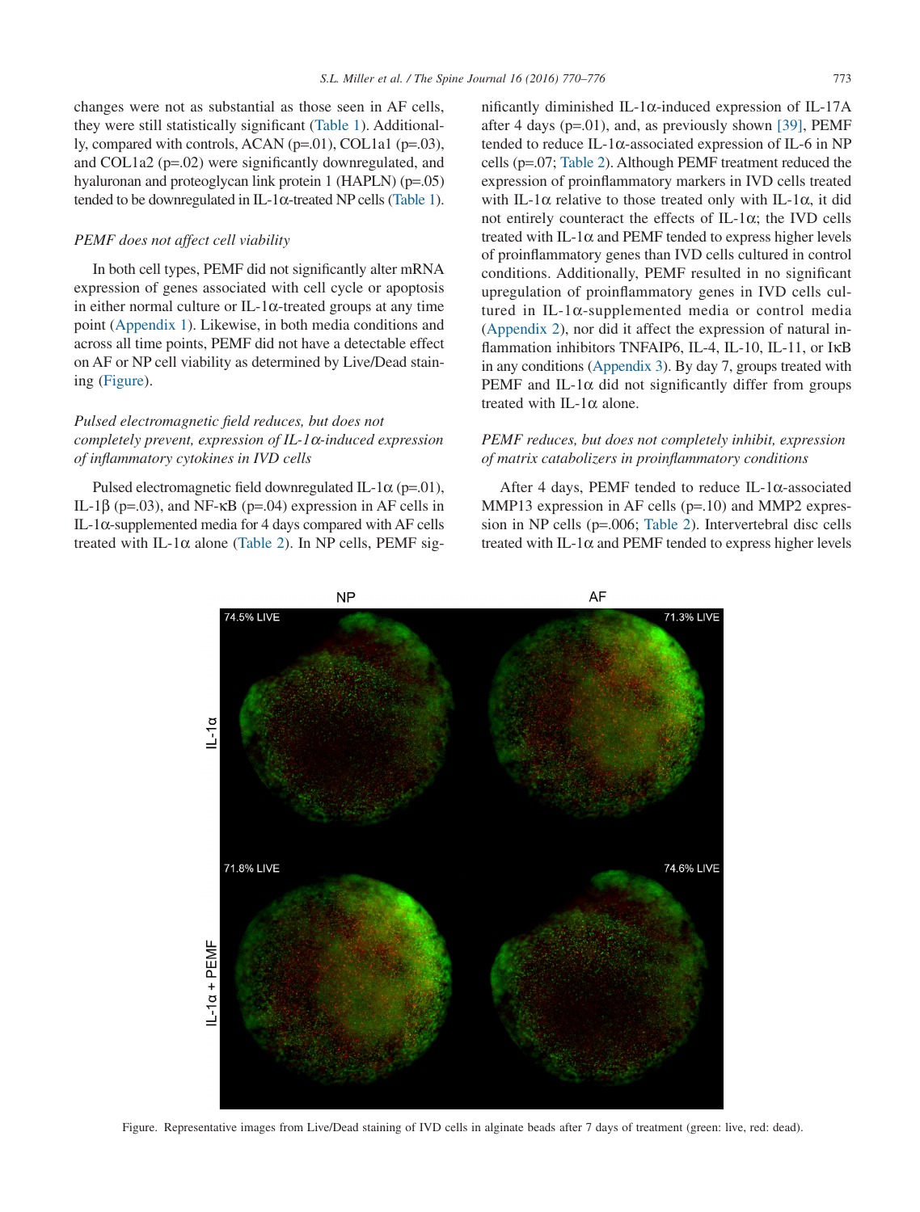changes were not as substantial as those seen in AF cells, they were still statistically significant (Table 1). Additionally, compared with controls, ACAN (p=.01), COL1a1 (p=.03), and COL1a2 (p=.02) were significantly downregulated, and hyaluronan and proteoglycan link protein 1 (HAPLN) (p=.05) tended to be downregulated in IL-1α-treated NP cells (Table 1).

### *PEMF does not affect cell viability*

In both cell types, PEMF did not significantly alter mRNA expression of genes associated with cell cycle or apoptosis in either normal culture or IL-1α-treated groups at any time point (Appendix 1). Likewise, in both media conditions and across all time points, PEMF did not have a detectable effect on AF or NP cell viability as determined by Live/Dead staining (Figure).

### *Pulsed electromagnetic field reduces, but does not completely prevent, expression of IL-1α-induced expression of inflammatory cytokines in IVD cells*

Pulsed electromagnetic field downregulated IL-1α (p=.01), IL-1β (p=.03), and NF-κB (p=.04) expression in AF cells in IL-1α-supplemented media for 4 days compared with AF cells treated with IL-1α alone (Table 2). In NP cells, PEMF significantly diminished IL-1α-induced expression of IL-17A after 4 days (p=.01), and, as previously shown [39], PEMF tended to reduce IL-1α-associated expression of IL-6 in NP cells (p=.07; Table 2). Although PEMF treatment reduced the expression of proinflammatory markers in IVD cells treated with IL-1α relative to those treated only with IL-1α, it did not entirely counteract the effects of IL-1α; the IVD cells treated with IL-1α and PEMF tended to express higher levels of proinflammatory genes than IVD cells cultured in control conditions. Additionally, PEMF resulted in no significant upregulation of proinflammatory genes in IVD cells cultured in IL-1α-supplemented media or control media (Appendix 2), nor did it affect the expression of natural inflammation inhibitors TNFAIP6, IL-4, IL-10, IL-11, or IκB in any conditions (Appendix 3). By day 7, groups treated with PEMF and IL-1α did not significantly differ from groups treated with IL-1α alone.

### *PEMF reduces, but does not completely inhibit, expression of matrix catabolizers in proinflammatory conditions*

After 4 days, PEMF tended to reduce IL-1α-associated MMP13 expression in AF cells (p=.10) and MMP2 expression in NP cells (p=.006; Table 2). Intervertebral disc cells treated with IL-1α and PEMF tended to express higher levels

Figure. Representative images from Live/Dead staining of IVD cells in alginate beads after 7 days of treatment (green: live, red: dead).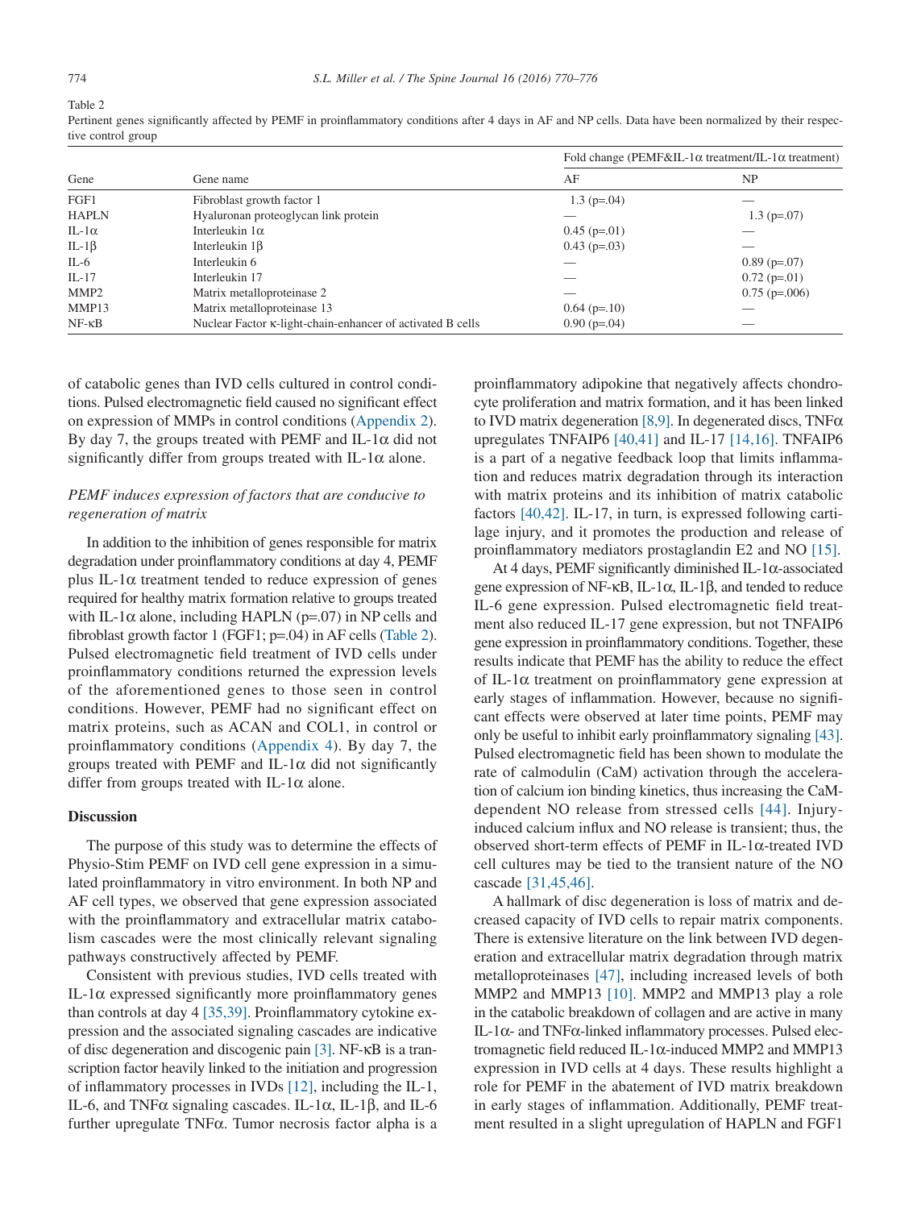Table 2

Pertinent genes significantly affected by PEMF in proinflammatory conditions after 4 days in AF and NP cells. Data have been normalized by their respective control group

| Gene | Gene name | Fold change (PEMF&IL-1α treatment/IL-1α treatment) | |
|---|---|---|---|
| | | AF | NP |
| FGF1 | Fibroblast growth factor 1 | 1.3 (p=.04) | — |
| HAPLN | Hyaluronan proteoglycan link protein | — | 1.3 (p=.07) |
| IL-1α | Interleukin 1α | 0.45 (p=.01) | — |
| IL-1β | Interleukin 1β | 0.43 (p=.03) | — |
| IL-6 | Interleukin 6 | — | 0.89 (p=.07) |
| IL-17 | Interleukin 17 | — | 0.72 (p=.01) |
| MMP2 | Matrix metalloproteinase 2 | — | 0.75 (p=.006) |
| MMP13 | Matrix metalloproteinase 13 | 0.64 (p=.10) | — |
| NF-κB | Nuclear Factor κ-light-chain-enhancer of activated B cells | 0.90 (p=.04) | — |

of catabolic genes than IVD cells cultured in control conditions. Pulsed electromagnetic field caused no significant effect on expression of MMPs in control conditions (Appendix 2). By day 7, the groups treated with PEMF and IL-1α did not significantly differ from groups treated with IL-1α alone.

### *PEMF induces expression of factors that are conducive to regeneration of matrix*

In addition to the inhibition of genes responsible for matrix degradation under proinflammatory conditions at day 4, PEMF plus IL-1α treatment tended to reduce expression of genes required for healthy matrix formation relative to groups treated with IL-1α alone, including HAPLN (p=.07) in NP cells and fibroblast growth factor 1 (FGF1; p=.04) in AF cells (Table 2). Pulsed electromagnetic field treatment of IVD cells under proinflammatory conditions returned the expression levels of the aforementioned genes to those seen in control conditions. However, PEMF had no significant effect on matrix proteins, such as ACAN and COL1, in control or proinflammatory conditions (Appendix 4). By day 7, the groups treated with PEMF and IL-1α did not significantly differ from groups treated with IL-1α alone.

## Discussion

The purpose of this study was to determine the effects of Physio-Stim PEMF on IVD cell gene expression in a simulated proinflammatory in vitro environment. In both NP and AF cell types, we observed that gene expression associated with the proinflammatory and extracellular matrix catabolism cascades were the most clinically relevant signaling pathways constructively affected by PEMF.

Consistent with previous studies, IVD cells treated with IL-1α expressed significantly more proinflammatory genes than controls at day 4 [35,39]. Proinflammatory cytokine expression and the associated signaling cascades are indicative of disc degeneration and discogenic pain [3]. NF-κB is a transcription factor heavily linked to the initiation and progression of inflammatory processes in IVDs [12], including the IL-1, IL-6, and TNFα signaling cascades. IL-1α, IL-1β, and IL-6 further upregulate TNFα. Tumor necrosis factor alpha is a proinflammatory adipokine that negatively affects chondrocyte proliferation and matrix formation, and it has been linked to IVD matrix degeneration [8,9]. In degenerated discs, TNFα upregulates TNFAIP6 [40,41] and IL-17 [14,16]. TNFAIP6 is a part of a negative feedback loop that limits inflammation and reduces matrix degradation through its interaction with matrix proteins and its inhibition of matrix catabolic factors [40,42]. IL-17, in turn, is expressed following cartilage injury, and it promotes the production and release of proinflammatory mediators prostaglandin E2 and NO [15].

At 4 days, PEMF significantly diminished IL-1α-associated gene expression of NF-κB, IL-1α, IL-1β, and tended to reduce IL-6 gene expression. Pulsed electromagnetic field treatment also reduced IL-17 gene expression, but not TNFAIP6 gene expression in proinflammatory conditions. Together, these results indicate that PEMF has the ability to reduce the effect of IL-1α treatment on proinflammatory gene expression at early stages of inflammation. However, because no significant effects were observed at later time points, PEMF may only be useful to inhibit early proinflammatory signaling [43]. Pulsed electromagnetic field has been shown to modulate the rate of calmodulin (CaM) activation through the acceleration of calcium ion binding kinetics, thus increasing the CaM-dependent NO release from stressed cells [44]. Injury-induced calcium influx and NO release is transient; thus, the observed short-term effects of PEMF in IL-1α-treated IVD cell cultures may be tied to the transient nature of the NO cascade [31,45,46].

A hallmark of disc degeneration is loss of matrix and decreased capacity of IVD cells to repair matrix components. There is extensive literature on the link between IVD degeneration and extracellular matrix degradation through matrix metalloproteinases [47], including increased levels of both MMP2 and MMP13 [10]. MMP2 and MMP13 play a role in the catabolic breakdown of collagen and are active in many IL-1α- and TNFα-linked inflammatory processes. Pulsed electromagnetic field reduced IL-1α-induced MMP2 and MMP13 expression in IVD cells at 4 days. These results highlight a role for PEMF in the abatement of IVD matrix breakdown in early stages of inflammation. Additionally, PEMF treatment resulted in a slight upregulation of HAPLN and FGF1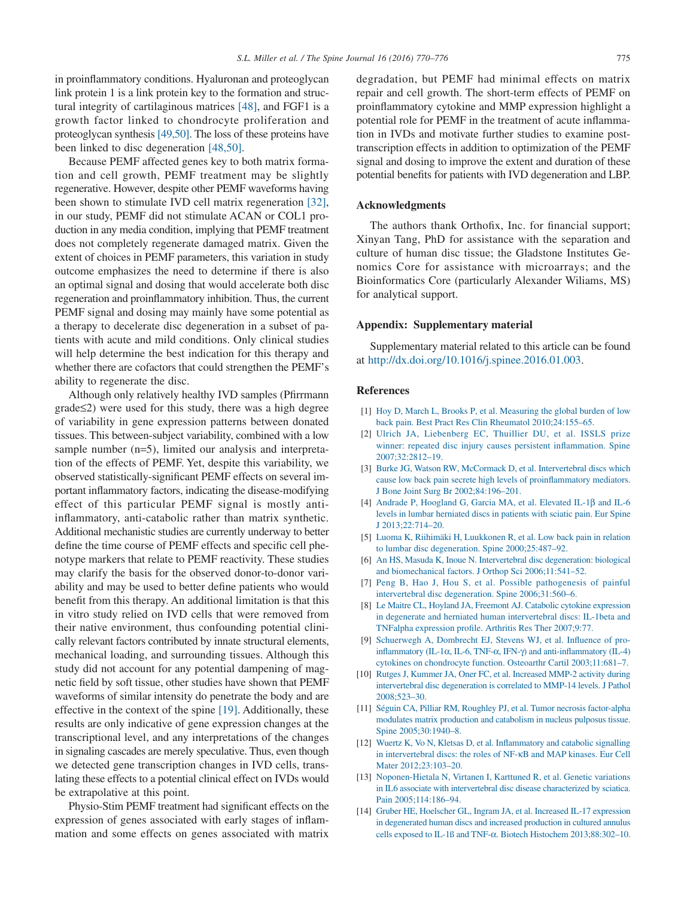in proinflammatory conditions. Hyaluronan and proteoglycan link protein 1 is a link protein key to the formation and structural integrity of cartilaginous matrices [48], and FGF1 is a growth factor linked to chondrocyte proliferation and proteoglycan synthesis [49,50]. The loss of these proteins have been linked to disc degeneration [48,50].

Because PEMF affected genes key to both matrix formation and cell growth, PEMF treatment may be slightly regenerative. However, despite other PEMF waveforms having been shown to stimulate IVD cell matrix regeneration [32], in our study, PEMF did not stimulate ACAN or COL1 production in any media condition, implying that PEMF treatment does not completely regenerate damaged matrix. Given the extent of choices in PEMF parameters, this variation in study outcome emphasizes the need to determine if there is also an optimal signal and dosing that would accelerate both disc regeneration and proinflammatory inhibition. Thus, the current PEMF signal and dosing may mainly have some potential as a therapy to decelerate disc degeneration in a subset of patients with acute and mild conditions. Only clinical studies will help determine the best indication for this therapy and whether there are cofactors that could strengthen the PEMF's ability to regenerate the disc.

Although only relatively healthy IVD samples (Pfirrmann grade≤2) were used for this study, there was a high degree of variability in gene expression patterns between donated tissues. This between-subject variability, combined with a low sample number (n=5), limited our analysis and interpretation of the effects of PEMF. Yet, despite this variability, we observed statistically-significant PEMF effects on several important inflammatory factors, indicating the disease-modifying effect of this particular PEMF signal is mostly anti-inflammatory, anti-catabolic rather than matrix synthetic. Additional mechanistic studies are currently underway to better define the time course of PEMF effects and specific cell phenotype markers that relate to PEMF reactivity. These studies may clarify the basis for the observed donor-to-donor variability and may be used to better define patients who would benefit from this therapy. An additional limitation is that this in vitro study relied on IVD cells that were removed from their native environment, thus confounding potential clinically relevant factors contributed by innate structural elements, mechanical loading, and surrounding tissues. Although this study did not account for any potential dampening of magnetic field by soft tissue, other studies have shown that PEMF waveforms of similar intensity do penetrate the body and are effective in the context of the spine [19]. Additionally, these results are only indicative of gene expression changes at the transcriptional level, and any interpretations of the changes in signaling cascades are merely speculative. Thus, even though we detected gene transcription changes in IVD cells, translating these effects to a potential clinical effect on IVDs would be extrapolative at this point.

Physio-Stim PEMF treatment had significant effects on the expression of genes associated with early stages of inflammation and some effects on genes associated with matrix degradation, but PEMF had minimal effects on matrix repair and cell growth. The short-term effects of PEMF on proinflammatory cytokine and MMP expression highlight a potential role for PEMF in the treatment of acute inflammation in IVDs and motivate further studies to examine post-transcription effects in addition to optimization of the PEMF signal and dosing to improve the extent and duration of these potential benefits for patients with IVD degeneration and LBP.

## Acknowledgments

The authors thank Orthofix, Inc. for financial support; Xinyan Tang, PhD for assistance with the separation and culture of human disc tissue; the Gladstone Institutes Genomics Core for assistance with microarrays; and the Bioinformatics Core (particularly Alexander Wiliams, MS) for analytical support.

## Appendix: Supplementary material

Supplementary material related to this article can be found at http://dx.doi.org/10.1016/j.spinee.2016.01.003.

## References

[1] Hoy D, March L, Brooks P, et al. Measuring the global burden of low back pain. Best Pract Res Clin Rheumatol 2010;24:155–65.

[2] Ulrich JA, Liebenberg EC, Thuillier DU, et al. ISSLS prize winner: repeated disc injury causes persistent inflammation. Spine 2007;32:2812–19.

[3] Burke JG, Watson RW, McCormack D, et al. Intervertebral discs which cause low back pain secrete high levels of proinflammatory mediators. J Bone Joint Surg Br 2002;84:196–201.

[4] Andrade P, Hoogland G, Garcia MA, et al. Elevated IL-1β and IL-6 levels in lumbar herniated discs in patients with sciatic pain. Eur Spine J 2013;22:714–20.

[5] Luoma K, Riihimäki H, Luukkonen R, et al. Low back pain in relation to lumbar disc degeneration. Spine 2000;25:487–92.

[6] An HS, Masuda K, Inoue N. Intervertebral disc degeneration: biological and biomechanical factors. J Orthop Sci 2006;11:541–52.

[7] Peng B, Hao J, Hou S, et al. Possible pathogenesis of painful intervertebral disc degeneration. Spine 2006;31:560–6.

[8] Le Maitre CL, Hoyland JA, Freemont AJ. Catabolic cytokine expression in degenerate and herniated human intervertebral discs: IL-1beta and TNFalpha expression profile. Arthritis Res Ther 2007;9:77.

[9] Schuerwegh A, Dombrecht EJ, Stevens WJ, et al. Influence of pro-inflammatory (IL-1α, IL-6, TNF-α, IFN-γ) and anti-inflammatory (IL-4) cytokines on chondrocyte function. Osteoarthr Cartil 2003;11:681–7.

[10] Rutges J, Kummer JA, Oner FC, et al. Increased MMP-2 activity during intervertebral disc degeneration is correlated to MMP-14 levels. J Pathol 2008;523–30.

[11] Séguin CA, Pilliar RM, Roughley PJ, et al. Tumor necrosis factor-alpha modulates matrix production and catabolism in nucleus pulposus tissue. Spine 2005;30:1940–8.

[12] Wuertz K, Vo N, Kletsas D, et al. Inflammatory and catabolic signalling in intervertebral discs: the roles of NF-κB and MAP kinases. Eur Cell Mater 2012;23:103–20.

[13] Noponen-Hietala N, Virtanen I, Karttuned R, et al. Genetic variations in IL6 associate with intervertebral disc disease characterized by sciatica. Pain 2005;114:186–94.

[14] Gruber HE, Hoelscher GL, Ingram JA, et al. Increased IL-17 expression in degenerated human discs and increased production in cultured annulus cells exposed to IL-1ß and TNF-α. Biotech Histochem 2013;88:302–10.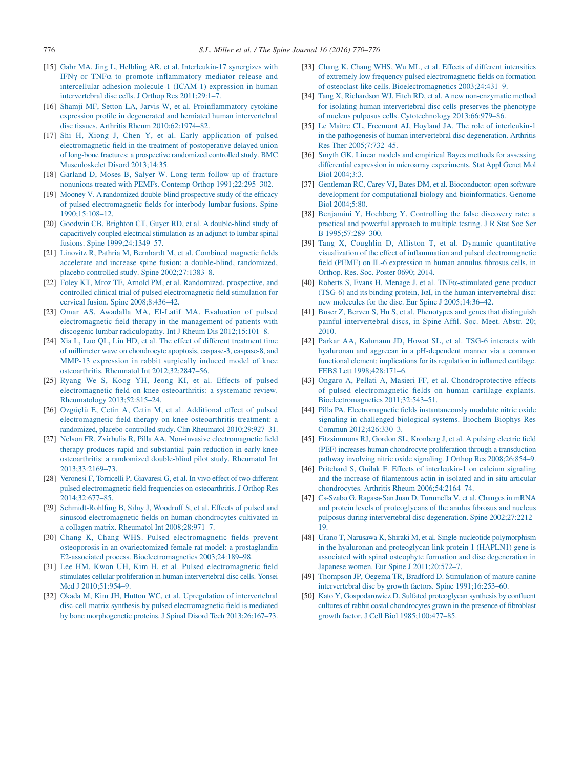[15] Gabr MA, Jing L, Helbling AR, et al. Interleukin-17 synergizes with IFNγ or TNFα to promote inflammatory mediator release and intercellular adhesion molecule-1 (ICAM-1) expression in human intervertebral disc cells. J Orthop Res 2011;29:1–7.

[16] Shamji MF, Setton LA, Jarvis W, et al. Proinflammatory cytokine expression profile in degenerated and herniated human intervertebral disc tissues. Arthritis Rheum 2010;62:1974–82.

[17] Shi H, Xiong J, Chen Y, et al. Early application of pulsed electromagnetic field in the treatment of postoperative delayed union of long-bone fractures: a prospective randomized controlled study. BMC Musculoskelet Disord 2013;14:35.

[18] Garland D, Moses B, Salyer W. Long-term follow-up of fracture nonunions treated with PEMFs. Contemp Orthop 1991;22:295–302.

[19] Mooney V. A randomized double-blind prospective study of the efficacy of pulsed electromagnetic fields for interbody lumbar fusions. Spine 1990;15:108–12.

[20] Goodwin CB, Brighton CT, Guyer RD, et al. A double-blind study of capacitively coupled electrical stimulation as an adjunct to lumbar spinal fusions. Spine 1999;24:1349–57.

[21] Linovitz R, Pathria M, Bernhardt M, et al. Combined magnetic fields accelerate and increase spine fusion: a double-blind, randomized, placebo controlled study. Spine 2002;27:1383–8.

[22] Foley KT, Mroz TE, Arnold PM, et al. Randomized, prospective, and controlled clinical trial of pulsed electromagnetic field stimulation for cervical fusion. Spine 2008;8:436–42.

[23] Omar AS, Awadalla MA, El-Latif MA. Evaluation of pulsed electromagnetic field therapy in the management of patients with discogenic lumbar radiculopathy. Int J Rheum Dis 2012;15:101–8.

[24] Xia L, Luo QL, Lin HD, et al. The effect of different treatment time of millimeter wave on chondrocyte apoptosis, caspase-3, caspase-8, and MMP-13 expression in rabbit surgically induced model of knee osteoarthritis. Rheumatol Int 2012;32:2847–56.

[25] Ryang We S, Koog YH, Jeong KI, et al. Effects of pulsed electromagnetic field on knee osteoarthritis: a systematic review. Rheumatology 2013;52:815–24.

[26] Ozgüçlü E, Cetin A, Cetin M, et al. Additional effect of pulsed electromagnetic field therapy on knee osteoarthritis treatment: a randomized, placebo-controlled study. Clin Rheumatol 2010;29:927–31.

[27] Nelson FR, Zvirbulis R, Pilla AA. Non-invasive electromagnetic field therapy produces rapid and substantial pain reduction in early knee osteoarthritis: a randomized double-blind pilot study. Rheumatol Int 2013;33:2169–73.

[28] Veronesi F, Torricelli P, Giavaresi G, et al. In vivo effect of two different pulsed electromagnetic field frequencies on osteoarthritis. J Orthop Res 2014;32:677–85.

[29] Schmidt-Rohlfing B, Silny J, Woodruff S, et al. Effects of pulsed and sinusoid electromagnetic fields on human chondrocytes cultivated in a collagen matrix. Rheumatol Int 2008;28:971–7.

[30] Chang K, Chang WHS. Pulsed electromagnetic fields prevent osteoporosis in an ovariectomized female rat model: a prostaglandin E2-associated process. Bioelectromagnetics 2003;24:189–98.

[31] Lee HM, Kwon UH, Kim H, et al. Pulsed electromagnetic field stimulates cellular proliferation in human intervertebral disc cells. Yonsei Med J 2010;51:954–9.

[32] Okada M, Kim JH, Hutton WC, et al. Upregulation of intervertebral disc-cell matrix synthesis by pulsed electromagnetic field is mediated by bone morphogenetic proteins. J Spinal Disord Tech 2013;26:167–73.

[33] Chang K, Chang WHS, Wu ML, et al. Effects of different intensities of extremely low frequency pulsed electromagnetic fields on formation of osteoclast-like cells. Bioelectromagnetics 2003;24:431–9.

[34] Tang X, Richardson WJ, Fitch RD, et al. A new non-enzymatic method for isolating human intervertebral disc cells preserves the phenotype of nucleus pulposus cells. Cytotechnology 2013;66:979–86.

[35] Le Maitre CL, Freemont AJ, Hoyland JA. The role of interleukin-1 in the pathogenesis of human intervertebral disc degeneration. Arthritis Res Ther 2005;7:732–45.

[36] Smyth GK. Linear models and empirical Bayes methods for assessing differential expression in microarray experiments. Stat Appl Genet Mol Biol 2004;3:3.

[37] Gentleman RC, Carey VJ, Bates DM, et al. Bioconductor: open software development for computational biology and bioinformatics. Genome Biol 2004;5:80.

[38] Benjamini Y, Hochberg Y. Controlling the false discovery rate: a practical and powerful approach to multiple testing. J R Stat Soc Ser B 1995;57:289–300.

[39] Tang X, Coughlin D, Alliston T, et al. Dynamic quantitative visualization of the effect of inflammation and pulsed electromagnetic field (PEMF) on IL-6 expression in human annulus fibrosus cells, in Orthop. Res. Soc. Poster 0690; 2014.

[40] Roberts S, Evans H, Menage J, et al. TNFα-stimulated gene product (TSG-6) and its binding protein, IαI, in the human intervertebral disc: new molecules for the disc. Eur Spine J 2005;14:36–42.

[41] Buser Z, Berven S, Hu S, et al. Phenotypes and genes that distinguish painful intervertebral discs, in Spine Affil. Soc. Meet. Abstr. 20; 2010.

[42] Parkar AA, Kahmann JD, Howat SL, et al. TSG-6 interacts with hyaluronan and aggrecan in a pH-dependent manner via a common functional element: implications for its regulation in inflamed cartilage. FEBS Lett 1998;428:171–6.

[43] Ongaro A, Pellati A, Masieri FF, et al. Chondroprotective effects of pulsed electromagnetic fields on human cartilage explants. Bioelectromagnetics 2011;32:543–51.

[44] Pilla PA. Electromagnetic fields instantaneously modulate nitric oxide signaling in challenged biological systems. Biochem Biophys Res Commun 2012;426:330–3.

[45] Fitzsimmons RJ, Gordon SL, Kronberg J, et al. A pulsing electric field (PEF) increases human chondrocyte proliferation through a transduction pathway involving nitric oxide signaling. J Orthop Res 2008;26:854–9.

[46] Pritchard S, Guilak F. Effects of interleukin-1 on calcium signaling and the increase of filamentous actin in isolated and in situ articular chondrocytes. Arthritis Rheum 2006;54:2164–74.

[47] Cs-Szabo G, Ragasa-San Juan D, Turumella V, et al. Changes in mRNA and protein levels of proteoglycans of the anulus fibrosus and nucleus pulposus during intervertebral disc degeneration. Spine 2002;27:2212–19.

[48] Urano T, Narusawa K, Shiraki M, et al. Single-nucleotide polymorphism in the hyaluronan and proteoglycan link protein 1 (HAPLN1) gene is associated with spinal osteophyte formation and disc degeneration in Japanese women. Eur Spine J 2011;20:572–7.

[49] Thompson JP, Oegema TR, Bradford D. Stimulation of mature canine intervertebral disc by growth factors. Spine 1991;16:253–60.

[50] Kato Y, Gospodarowicz D. Sulfated proteoglycan synthesis by confluent cultures of rabbit costal chondrocytes grown in the presence of fibroblast growth factor. J Cell Biol 1985;100:477–85.